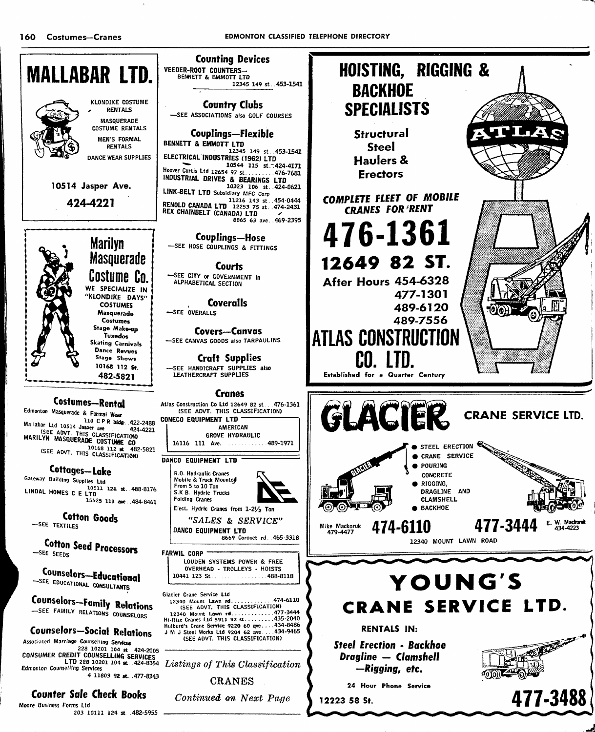**MALLABAR LTD.**

KLONDIKE COSTUME RENTALS
MASQUERADE COSTUME RENTALS
MEN'S FORMAL RENTALS
DANCE WEAR SUPPLIES

10514 Jasper Ave.

424-4221

**Marilyn Masquerade Costume Co.**

WE SPECIALIZE IN "KLONDIKE DAYS" COSTUMES
Masquerade Costumes
Stage Make-up
Tuxedos
Skating Carnivals
Dance Revues
Stage Shows
10168 112 St.
482-5821

## Costumes—Rental

Edmonton Masquerade & Formal Wear 110 C P R bldg..422-2488
Mallabar Ltd 10514 Jasper ave 424-4221
(SEE ADVT. THIS CLASSIFICATION)
MARILYN MASQUERADE COSTUME CO 10168 112 st. 482-5821
(SEE ADVT. THIS CLASSIFICATION)

## Cottages—Lake

Gateway Building Supplies Ltd 10511 121 st..488-8176
LINDAL HOMES C E LTD 15525 111 ave..484-8461

## Cotton Goods

—SEE TEXTILES

## Cotton Seed Processors

—SEE SEEDS

## Counselors—Educational

—SEE EDUCATIONAL CONSULTANTS

## Counselors—Family Relations

—SEE FAMILY RELATIONS COUNSELORS

## Counselors—Social Relations

Associated Marriage Counselling Services 228 10201 104 st 424-2005
CONSUMER CREDIT COUNSELLING SERVICES LTD 228 10201 104 st. 424-8354
Edmonton Counselling Services 4 11803 92 st..477-8343

## Counter Sale Check Books

Moore Business Forms Ltd 203 10111 124 st .482-5955

## Counting Devices

VEEDER-ROOT COUNTERS—
BENNETT & EMMOTT LTD 12345 149 st..453-1541

## Country Clubs

—SEE ASSOCIATIONS also GOLF COURSES

## Couplings—Flexible

BENNETT & EMMOTT LTD 12345 149 st..453-1541
ELECTRICAL INDUSTRIES (1962) LTD 10544 115 st..424-4171
Hoover Curtis Ltd 12654 97 st.........476-7681
INDUSTRIAL DRIVES & BEARINGS LTD 10323 106 st..424-0621
LINK-BELT LTD Subsidiary MFC Corp 11216 143 st..454-0444
RENOLD CANADA LTD 12253 75 st..474-2431
REX CHAINBELT (CANADA) LTD 8865 63 ave..469-2395

## Couplings—Hose

—SEE HOSE COUPLINGS & FITTINGS

## Courts

—SEE CITY or GOVERNMENT in ALPHABETICAL SECTION

## Coveralls

—SEE OVERALLS

## Covers—Canvas

—SEE CANVAS GOODS also TARPAULINS

## Craft Supplies

—SEE HANDICRAFT SUPPLIES also LEATHERCRAFT SUPPLIES

## Cranes

Atlas Construction Co Ltd 12649 82 st...476-1361
(SEE ADVT. THIS CLASSIFICATION)

CONECO EQUIPMENT LTD
AMERICAN
GROVE HYDRAULIC
16116 111 Ave. ............489-1971

DANCO EQUIPMENT LTD
R.O. Hydraulic Cranes
Mobile & Truck Mounted
From 5 to 10 Ton
S.K B. Hydrlc Trucks
Folding Cranes
Elect. Hydrlc Cranes from 1-2½ Ton
*"SALES & SERVICE"*
DANCO EQUIPMENT LTD 8669 Coronet rd..465-3318

FARWIL CORP
LOUDEN SYSTEMS POWER & FREE OVERHEAD - TROLLEYS - HOISTS
10441 123 St..................488-8118

Glacier Crane Service Ltd
12340 Mount Lawn rd..............474-6110
(SEE ADVT. THIS CLASSIFICATION)
12340 Mount Lawn rd.............477-3444
Hi-Rize Cranes Ltd 5911 92 st.........435-2040
Hulburd's Crane Service 9220 60 ave....434-8486
J M J Steel Works Ltd 9204 62 ave....434-9465
(SEE ADVT. THIS CLASSIFICATION)

*Listings of This Classification*
CRANES
*Continued on Next Page*

**HOISTING, RIGGING & BACKHOE SPECIALISTS**

Structural Steel Haulers & Erectors

*COMPLETE FLEET OF MOBILE CRANES FOR RENT*

**476-1361**

**12649 82 ST.**

After Hours 454-6328
477-1301
489-6120
489-7556

**ATLAS CONSTRUCTION CO. LTD.**

Established for a Quarter Century

**GLACIER CRANE SERVICE LTD.**

- STEEL ERECTION
- CRANE SERVICE
- POURING CONCRETE
- RIGGING, DRAGLINE AND CLAMSHELL
- BACKHOE

Mike Mackoruk 479-4477 **474-6110** **477-3444** E. W. Mackoruk 434-4223

12340 MOUNT LAWN ROAD

**YOUNG'S CRANE SERVICE LTD.**

RENTALS IN:

*Steel Erection - Backhoe Dragline — Clamshell —Rigging, etc.*

24 Hour Phone Service

12223 58 St. **477-3488**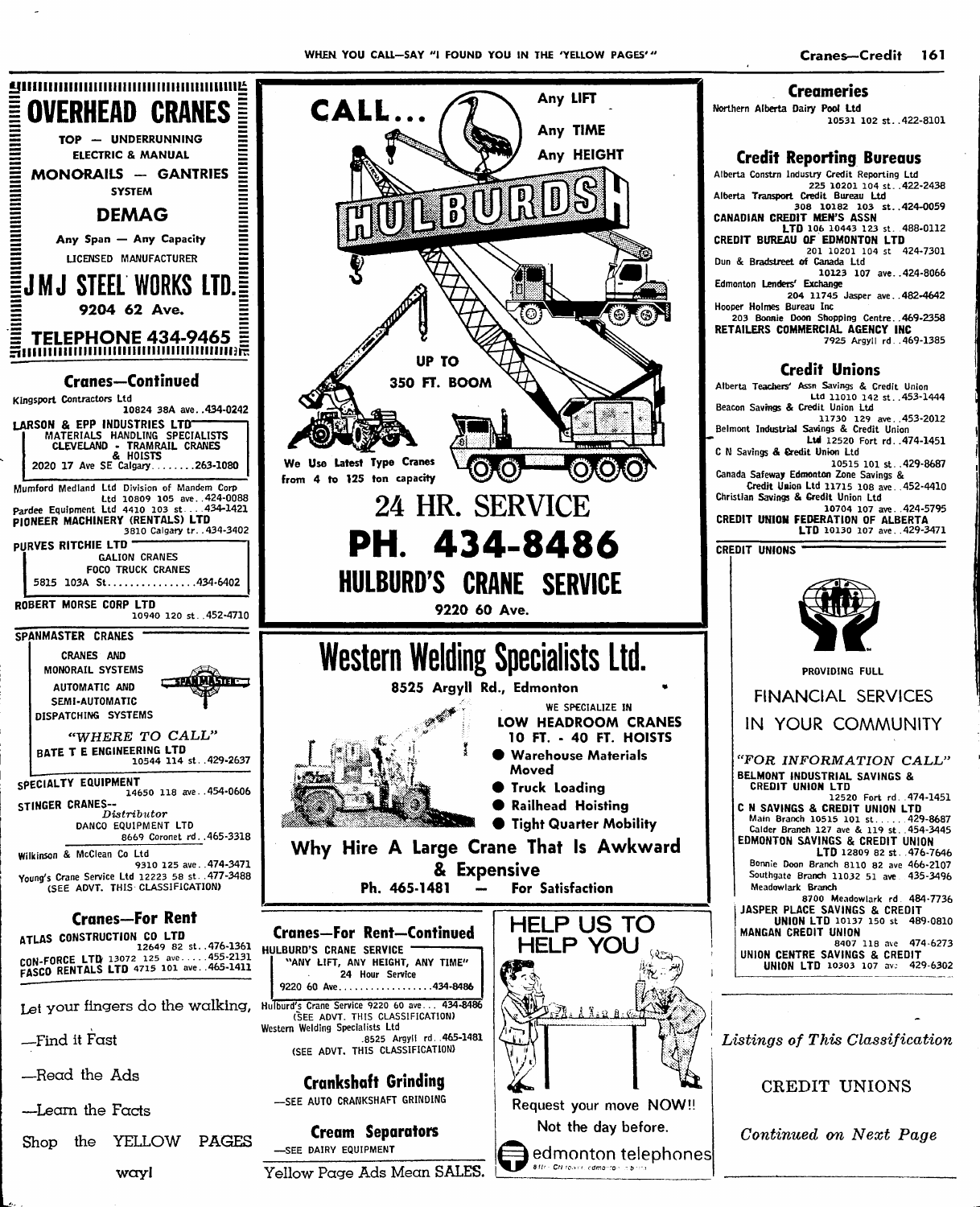# OVERHEAD CRANES

TOP — UNDERRUNNING

ELECTRIC & MANUAL

MONORAILS — GANTRIES

SYSTEM

**DEMAG**

Any Span — Any Capacity

LICENSED MANUFACTURER

**JMJ STEEL WORKS LTD.**

9204 62 Ave.

**TELEPHONE 434-9465**

## Cranes—Continued

Kingsport Contractors Ltd
10824 38A ave..434-0242

**LARSON & EPP INDUSTRIES LTD**
MATERIALS HANDLING SPECIALISTS
CLEVELAND - TRAMRAIL CRANES
& HOISTS
2020 17 Ave SE Calgary........263-1080

Mumford Medland Ltd Division of Mandem Corp
Ltd 10809 105 ave..424-0088

Pardee Equipment Ltd 4410 103 st...434-1421

**PIONEER MACHINERY (RENTALS) LTD**
3810 Calgary tr..434-3402

**PURVES RITCHIE LTD**
GALION CRANES
FOCO TRUCK CRANES
5815 103A St................434-6402

**ROBERT MORSE CORP LTD**
10940 120 st..452-4710

**SPANMASTER CRANES**
CRANES AND
MONORAIL SYSTEMS
AUTOMATIC AND
SEMI-AUTOMATIC
DISPATCHING SYSTEMS

*"WHERE TO CALL"*

**BATE T E ENGINEERING LTD**
10544 114 st..429-2637

**SPECIALTY EQUIPMENT**
14650 118 ave..454-0606

**STINGER CRANES--**
*Distributor*
DANCO EQUIPMENT LTD
8669 Coronet rd..465-3318

Wilkinson & McClean Co Ltd
9310 125 ave..474-3471

Young's Crane Service Ltd 12223 58 st..477-3488
(SEE ADVT. THIS CLASSIFICATION)

## Cranes—For Rent

**ATLAS CONSTRUCTION CO LTD**
12649 82 st..476-1361

**CON-FORCE LTD** 13072 125 ave.....455-2131

**FASCO RENTALS LTD** 4715 101 ave..465-1411

Let your fingers do the walking,

—Find it Fast

—Read the Ads

—Learn the Facts

Shop the YELLOW PAGES way!

**CALL...** Any LIFT — Any TIME — Any HEIGHT

HULBURDS

UP TO 350 FT. BOOM

We Use Latest Type Cranes from 4 to 125 ton capacity

**24 HR. SERVICE**

**PH. 434-8486**

**HULBURD'S CRANE SERVICE**

9220 60 Ave.

**Western Welding Specialists Ltd.**

8525 Argyll Rd., Edmonton

WE SPECIALIZE IN

**LOW HEADROOM CRANES**
**10 FT. - 40 FT. HOISTS**

- Warehouse Materials Moved
- Truck Loading
- Railhead Hoisting
- Tight Quarter Mobility

**Why Hire A Large Crane That Is Awkward & Expensive**

Ph. 465-1481 — For Satisfaction

## Cranes—For Rent—Continued

**HULBURD'S CRANE SERVICE**
"ANY LIFT, ANY HEIGHT, ANY TIME"
24 Hour Service
9220 60 Ave..................434-8486

Hulburd's Crane Service 9220 60 ave... 434-8486
(SEE ADVT. THIS CLASSIFICATION)

Western Welding Specialists Ltd
8525 Argyll rd..465-1481
(SEE ADVT. THIS CLASSIFICATION)

## Crankshaft Grinding

—SEE AUTO CRANKSHAFT GRINDING

## Cream Separators

—SEE DAIRY EQUIPMENT

Yellow Page Ads Mean SALES.

HELP US TO HELP YOU

Request your move NOW!! Not the day before.

edmonton telephones

## Creameries

Northern Alberta Dairy Pool Ltd
10531 102 st..422-8101

## Credit Reporting Bureaus

Alberta Constrn Industry Credit Reporting Ltd
225 10201 104 st..422-2438

Alberta Transport Credit Bureau Ltd
308 10182 103 st..424-0059

**CANADIAN CREDIT MEN'S ASSN**
**LTD** 106 10443 123 st..488-0112

**CREDIT BUREAU OF EDMONTON LTD**
201 10201 104 st 424-7301

Dun & Bradstreet of Canada Ltd
10123 107 ave..424-8066

Edmonton Lenders' Exchange
204 11745 Jasper ave..482-4642

Hooper Holmes Bureau Inc
203 Bonnie Doon Shopping Centre..469-2358

**RETAILERS COMMERCIAL AGENCY INC**
7925 Argyll rd..469-1385

## Credit Unions

Alberta Teachers' Assn Savings & Credit Union
Ltd 11010 142 st..453-1444

Beacon Savings & Credit Union Ltd
11730 129 ave..453-2012

Belmont Industrial Savings & Credit Union
Ltd 12520 Fort rd..474-1451

C N Savings & Credit Union Ltd
10515 101 st..429-8687

Canada Safeway Edmonton Zone Savings &
Credit Union Ltd 11715 108 ave..452-4410

Christian Savings & Credit Union Ltd
10704 107 ave..424-5795

**CREDIT UNION FEDERATION OF ALBERTA**
**LTD** 10130 107 ave..429-3471

**CREDIT UNIONS**

PROVIDING FULL

FINANCIAL SERVICES IN YOUR COMMUNITY

*"FOR INFORMATION CALL"*

**BELMONT INDUSTRIAL SAVINGS & CREDIT UNION LTD**
12520 Fort rd..474-1451

**C N SAVINGS & CREDIT UNION LTD**
Main Branch 10515 101 st......429-8687
Calder Branch 127 ave & 119 st..454-3445

**EDMONTON SAVINGS & CREDIT UNION LTD** 12809 82 st..476-7646
Bonnie Doon Branch 8110 82 ave 466-2107
Southgate Branch 11032 51 ave 435-3496
Meadowlark Branch
8700 Meadowlark rd 484-7736

**JASPER PLACE SAVINGS & CREDIT UNION LTD** 10137 150 st 489-0810

**MANGAN CREDIT UNION**
8407 118 ave 474-6273

**UNION CENTRE SAVINGS & CREDIT UNION LTD** 10303 107 av: 429-6302

*Listings of This Classification*

CREDIT UNIONS

*Continued on Next Page*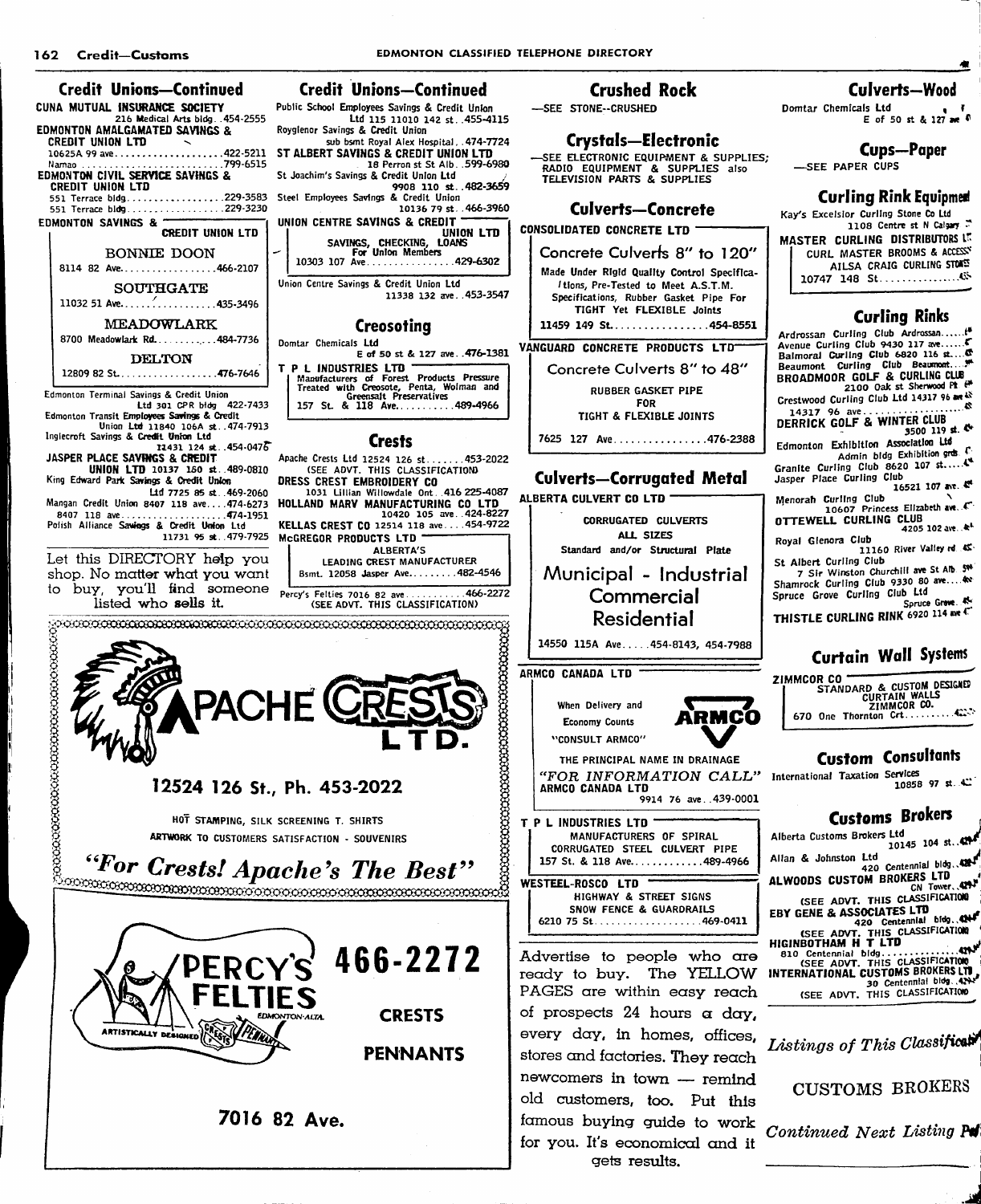## Credit Unions—Continued

**CUNA MUTUAL INSURANCE SOCIETY** 216 Medical Arts bldg..454-2555

**EDMONTON AMALGAMATED SAVINGS & CREDIT UNION LTD**
10625A 99 ave....................422-5211
Namao..........................799-6515

**EDMONTON CIVIL SERVICE SAVINGS & CREDIT UNION LTD**
551 Terrace bldg..................229-3583
551 Terrace bldg..................229-3230

**EDMONTON SAVINGS & CREDIT UNION LTD**

BONNIE DOON
8114 82 Ave..................466-2107

SOUTHGATE
11032 51 Ave..................435-3496

MEADOWLARK
8700 Meadowlark Rd..........484-7736

DELTON
12809 82 St..................476-7646

Edmonton Terminal Savings & Credit Union Ltd 301 CPR bldg 422-7433
Edmonton Transit Employees Savings & Credit Union Ltd 11840 106A st..474-7913
Inglecroft Savings & Credit Union Ltd 11431 124 st..454-0476
**JASPER PLACE SAVINGS & CREDIT UNION LTD** 10137 150 st..489-0810
King Edward Park Savings & Credit Union Ltd 7725 85 st..469-2060
Mangan Credit Union 8407 118 ave....474-6273
8407 118 ave.....................474-1951
Polish Alliance Savings & Credit Union Ltd 11731 95 st..479-7925

Let this DIRECTORY help you shop. No matter what you want to buy, you'll find someone listed who sells it.

## Credit Unions—Continued

Public School Employees Savings & Credit Union Ltd 115 11010 142 st..455-4115
Royglenor Savings & Credit Union sub bsmt Royal Alex Hospital..474-7724
**ST ALBERT SAVINGS & CREDIT UNION LTD** 18 Perron st St Alb..599-6980
St Joachim's Savings & Credit Union Ltd 9908 110 st..482-3659
Steel Employees Savings & Credit Union 10136 79 st..466-3960

**UNION CENTRE SAVINGS & CREDIT UNION LTD**
SAVINGS, CHECKING, LOANS
For Union Members
10303 107 Ave................429-6302

Union Centre Savings & Credit Union Ltd 11338 132 ave..453-3547

## Creosoting

Domtar Chemicals Ltd E of 50 st & 127 ave..476-1381

**T P L INDUSTRIES LTD**
Manufacturers of Forest Products Pressure Treated with Creosote, Penta, Wolman and Greensalt Preservatives
157 St. & 118 Ave...........489-4966

## Crests

Apache Crests Ltd 12524 126 st.......453-2022
(SEE ADVT. THIS CLASSIFICATION)
**DRESS CREST EMBROIDERY CO** 1031 Lillian Willowdale Ont..416 225-4087
**HOLLAND MARV MANUFACTURING CO LTD** 10420 105 ave..424-8227
**KELLAS CREST CO** 12514 118 ave....454-9722

**McGREGOR PRODUCTS LTD**
ALBERTA'S LEADING CREST MANUFACTURER
Bsmt. 12058 Jasper Ave.........482-4546

Percy's Felties 7016 82 ave..........466-2272
(SEE ADVT. THIS CLASSIFICATION)

**APACHE CRESTS LTD.**
12524 126 St., Ph. 453-2022
HOT STAMPING, SILK SCREENING T. SHIRTS
ARTWORK TO CUSTOMERS SATISFACTION - SOUVENIRS
*"For Crests! Apache's The Best"*

**PERCY'S FELTIES** EDMONTON-ALTA. 466-2272
ARTISTICALLY DESIGNED CRESTS PENNANTS
CRESTS
PENNANTS
7016 82 Ave.

## Crushed Rock

—SEE STONE--CRUSHED

## Crystals—Electronic

—SEE ELECTRONIC EQUIPMENT & SUPPLIES; RADIO EQUIPMENT & SUPPLIES also TELEVISION PARTS & SUPPLIES

## Culverts—Concrete

**CONSOLIDATED CONCRETE LTD**
Concrete Culverts 8" to 120"
Made Under Rigid Quality Control Specifications, Pre-Tested to Meet A.S.T.M. Specifications, Rubber Gasket Pipe For TIGHT Yet FLEXIBLE Joints
11459 149 St.................454-8551

**VANGUARD CONCRETE PRODUCTS LTD**
Concrete Culverts 8" to 48"
RUBBER GASKET PIPE FOR TIGHT & FLEXIBLE JOINTS
7625 127 Ave................476-2388

## Culverts—Corrugated Metal

**ALBERTA CULVERT CO LTD**
CORRUGATED CULVERTS
ALL SIZES
Standard and/or Structural Plate
Municipal - Industrial
Commercial
Residential
14550 115A Ave.....454-8143, 454-7988

**ARMCO CANADA LTD**
When Delivery and Economy Counts
"CONSULT ARMCO"
ARMCO
THE PRINCIPAL NAME IN DRAINAGE
*"FOR INFORMATION CALL"*
ARMCO CANADA LTD 9914 76 ave..439-0001

**T P L INDUSTRIES LTD**
MANUFACTURERS OF SPIRAL CORRUGATED STEEL CULVERT PIPE
157 St. & 118 Ave............489-4966

**WESTEEL-ROSCO LTD**
HIGHWAY & STREET SIGNS
SNOW FENCE & GUARDRAILS
6210 75 St..................469-0411

Advertise to people who are ready to buy. The YELLOW PAGES are within easy reach of prospects 24 hours a day, every day, in homes, offices, stores and factories. They reach newcomers in town — remind old customers, too. Put this famous buying guide to work for you. It's economical and it gets results.

## Culverts—Wood

Domtar Chemicals Ltd E of 50 st & 127 ave

## Cups—Paper

—SEE PAPER CUPS

## Curling Rink Equipment

Kay's Excelsior Curling Stone Co Ltd 1108 Centre st N Calgary

**MASTER CURLING DISTRIBUTORS LTD**
CURL MASTER BROOMS & ACCESSORIES
AILSA CRAIG CURLING STONES
10747 148 St...............

## Curling Rinks

Ardrossan Curling Club Ardrossan.....
Avenue Curling Club 9430 117 ave.....
Balmoral Curling Club 6820 116 st....
Beaumont Curling Club Beaumont....
**BROADMOOR GOLF & CURLING CLUB** 2100 Oak st Sherwood Pk
Crestwood Curling Club Ltd 14317 96 ave
14317 96 ave....................
**DERRICK GOLF & WINTER CLUB** 3500 119 st.
Edmonton Exhibition Association Ltd Admin bldg Exhibition grds
Granite Curling Club 8620 107 st....
Jasper Place Curling Club 16521 107 ave.
Menorah Curling Club 10607 Princess Elizabeth ave.
**OTTEWELL CURLING CLUB** 4205 102 ave..
Royal Glenora Club 11160 River Valley rd
St Albert Curling Club 7 Sir Winston Churchill ave St Alb
Shamrock Curling Club 9330 80 ave....
Spruce Grove Curling Club Ltd Spruce Grove.
**THISTLE CURLING RINK** 6920 114 ave

## Curtain Wall Systems

**ZIMMCOR CO**
STANDARD & CUSTOM DESIGNED CURTAIN WALLS
ZIMMCOR CO.
670 One Thornton Crt..........

## Custom Consultants

International Taxation Services 10858 97 st.

## Customs Brokers

Alberta Customs Brokers Ltd 10145 104 st..
Allan & Johnston Ltd 420 Centennial bldg..
**ALWOODS CUSTOM BROKERS LTD** CN Tower..
(SEE ADVT. THIS CLASSIFICATION)
**EBY GENE & ASSOCIATES LTD** 420 Centennial bldg..
(SEE ADVT. THIS CLASSIFICATION)
**HIGINBOTHAM H T LTD** 810 Centennial bldg..............
(SEE ADVT. THIS CLASSIFICATION)
**INTERNATIONAL CUSTOMS BROKERS LTD** 30 Centennial bldg..
(SEE ADVT. THIS CLASSIFICATION)

*Listings of This Classification*

CUSTOMS BROKERS

*Continued Next Listing Page*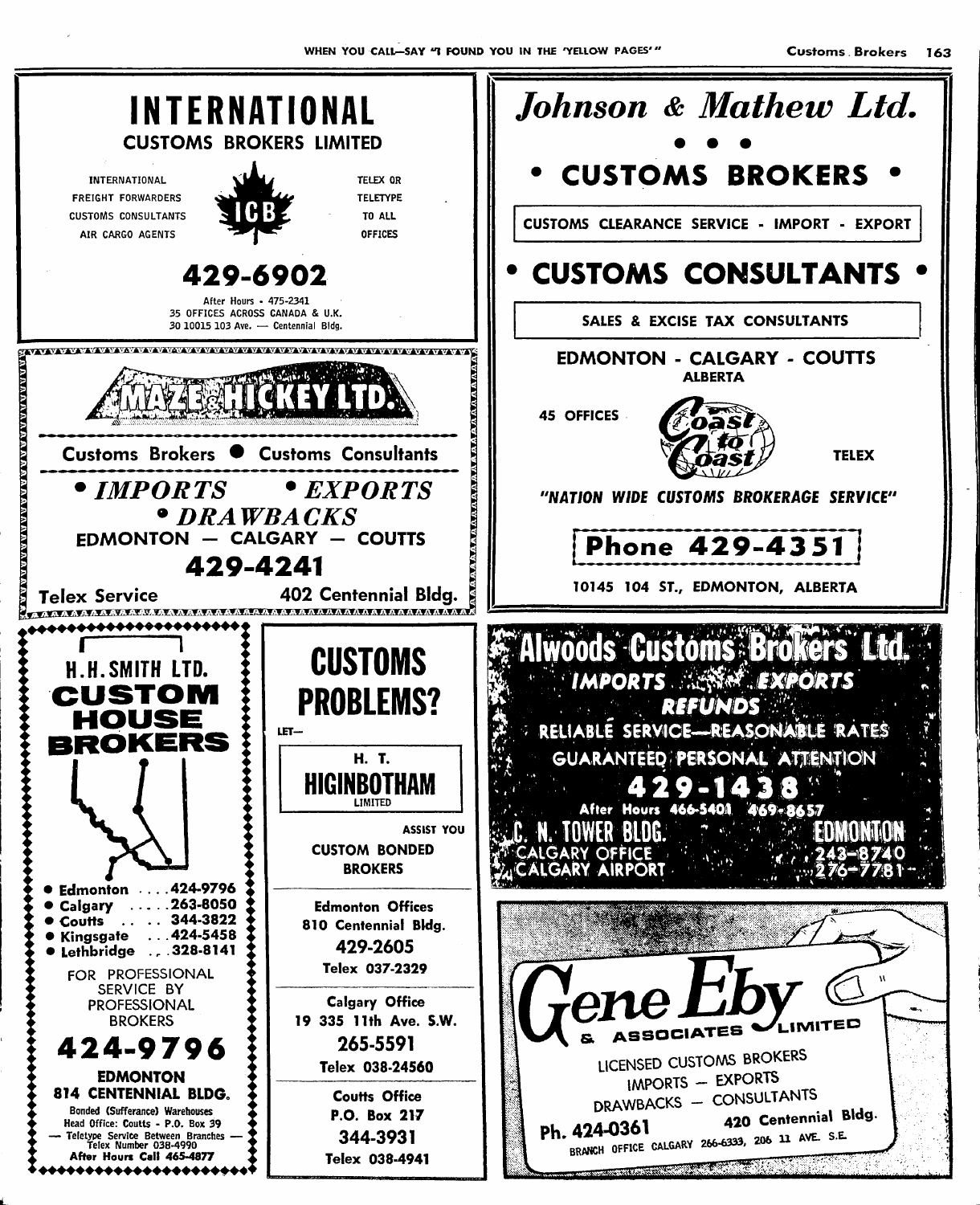# INTERNATIONAL

## CUSTOMS BROKERS LIMITED

INTERNATIONAL FREIGHT FORWARDERS
CUSTOMS CONSULTANTS
AIR CARGO AGENTS

ICB

TELEX OR TELETYPE TO ALL OFFICES

**429-6902**

After Hours - 475-2341
35 OFFICES ACROSS CANADA & U.K.
30 10015 103 Ave. — Centennial Bldg.

---

# MAZE & HICKEY LTD.

Customs Brokers ● Customs Consultants

*• IMPORTS • EXPORTS*
*• DRAWBACKS*

EDMONTON — CALGARY — COUTTS

**429-4241**

Telex Service — 402 Centennial Bldg.

---

# H.H. SMITH LTD.

## CUSTOM HOUSE BROKERS

- Edmonton .... 424-9796
- Calgary ..... 263-8050
- Coutts .. .. 344-3822
- Kingsgate ... 424-5458
- Lethbridge .. 328-8141

FOR PROFESSIONAL SERVICE BY PROFESSIONAL BROKERS

**424-9796**

**EDMONTON**
**814 CENTENNIAL BLDG.**

Bonded (Sufferance) Warehouses
Head Office: Coutts - P.O. Box 39
— Teletype Service Between Branches —
Telex Number 038-4990
After Hours Call 465-4877

---

# CUSTOMS PROBLEMS?

LET—

**H. T. HIGINBOTHAM LIMITED**

ASSIST YOU

CUSTOM BONDED BROKERS

**Edmonton Offices**
810 Centennial Bldg.
429-2605
Telex 037-2329

**Calgary Office**
19 335 11th Ave. S.W.
265-5591
Telex 038-24560

**Coutts Office**
P.O. Box 217
344-3931
Telex 038-4941

---

# *Johnson & Mathew Ltd.*

● ● ●

## • CUSTOMS BROKERS •

CUSTOMS CLEARANCE SERVICE - IMPORT - EXPORT

## • CUSTOMS CONSULTANTS •

SALES & EXCISE TAX CONSULTANTS

EDMONTON - CALGARY - COUTTS
ALBERTA

45 OFFICES — Coast to Coast — TELEX

*"NATION WIDE CUSTOMS BROKERAGE SERVICE"*

**Phone 429-4351**

10145 104 ST., EDMONTON, ALBERTA

---

# Alwoods Customs Brokers Ltd.

*IMPORTS ... EXPORTS*
*REFUNDS*

RELIABLE SERVICE—REASONABLE RATES
GUARANTEED PERSONAL ATTENTION

**429-1438**

After Hours 466-5401 469-8657

C. N. TOWER BLDG. — EDMONTON
CALGARY OFFICE — 243-8740
CALGARY AIRPORT — 276-7781

---

# Gene Eby & ASSOCIATES LIMITED

LICENSED CUSTOMS BROKERS
IMPORTS — EXPORTS
DRAWBACKS — CONSULTANTS

Ph. 424-0361 — 420 Centennial Bldg.

BRANCH OFFICE CALGARY 266-6333, 206 11 AVE. S.E.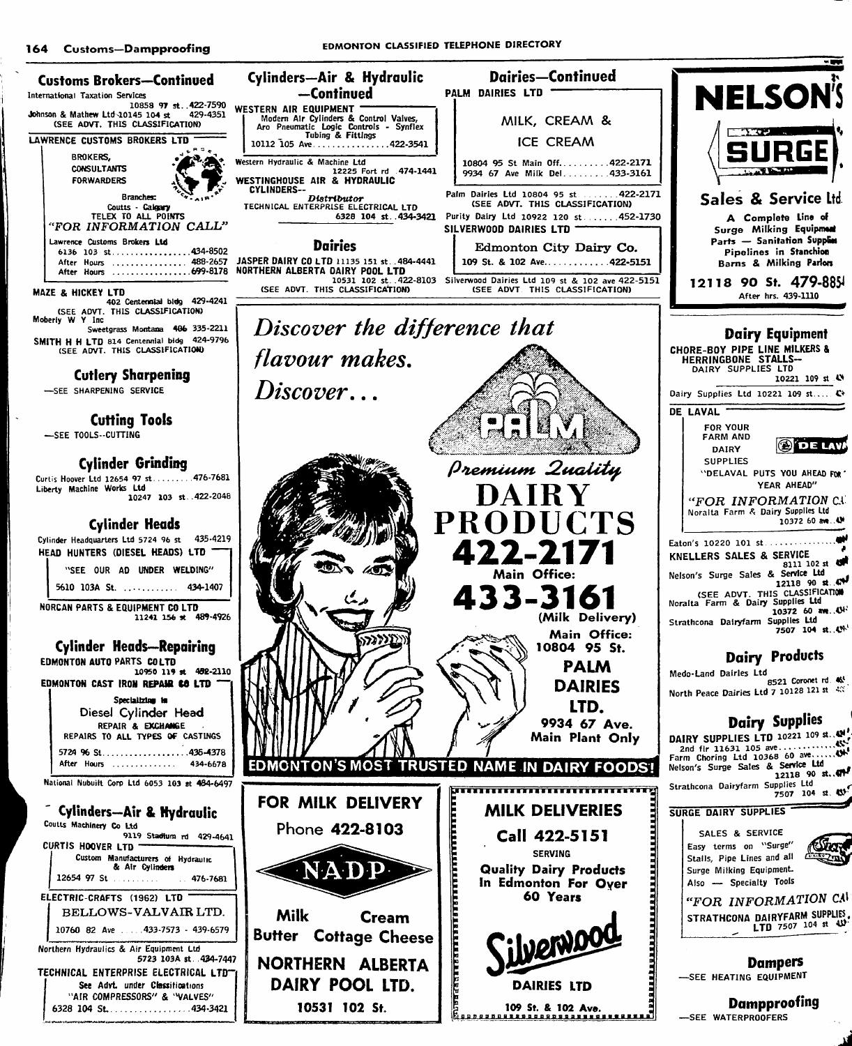## Customs Brokers—Continued

International Taxation Services 10858 97 st..422-7590
Johnson & Mathew Ltd 10145 104 st 429-4351
(SEE ADVT. THIS CLASSIFICATION)

LAWRENCE CUSTOMS BROKERS LTD

BROKERS,
CONSULTANTS
FORWARDERS

Branches:
Coutts - Calgary
TELEX TO ALL POINTS
*"FOR INFORMATION CALL"*

Lawrence Customs Brokers Ltd
6136 103 st.................434-8502
After Hours ................488-2657
After Hours ................699-8178

MAZE & HICKEY LTD
402 Centennial bldg 429-4241
(SEE ADVT. THIS CLASSIFICATION)
Moberly W Y Inc
Sweetgrass Montana 406 335-2211
SMITH H H LTD 814 Centennial bldg 424-9796
(SEE ADVT. THIS CLASSIFICATION)

## Cutlery Sharpening

—SEE SHARPENING SERVICE

## Cutting Tools

—SEE TOOLS--CUTTING

## Cylinder Grinding

Curtis Hoover Ltd 12654 97 st.........476-7681
Liberty Machine Works Ltd
10247 103 st..422-2048

## Cylinder Heads

Cylinder Headquarters Ltd 5724 96 st 435-4219
HEAD HUNTERS (DIESEL HEADS) LTD
"SEE OUR AD UNDER WELDING"
5610 103A St. ........... 434-1407

NORCAN PARTS & EQUIPMENT CO LTD
11241 156 st 489-4926

## Cylinder Heads—Repairing

EDMONTON AUTO PARTS CO LTD
10950 119 st 452-2110
EDMONTON CAST IRON REPAIR CO LTD
Specializing in
Diesel Cylinder Head
REPAIR & EXCHANGE
REPAIRS TO ALL TYPES OF CASTINGS
5724 96 St..................435-4378
After Hours .............. 434-6678

National Nubuilt Corp Ltd 6053 103 st 434-6497

## Cylinders—Air & Hydraulic

Coutts Machinery Co Ltd
9119 Stadium rd 429-4641
CURTIS HOOVER LTD
Custom Manufacturers of Hydraulic & Air Cylinders
12654 97 St .......... 476-7681

ELECTRIC-CRAFTS (1962) LTD
BELLOWS-VALVAIR LTD.
10760 82 Ave .....433-7573 - 439-6579

Northern Hydraulics & Air Equipment Ltd
5723 103A st..434-7447
TECHNICAL ENTERPRISE ELECTRICAL LTD
See Advt. under Classifications
"AIR COMPRESSORS" & "VALVES"
6328 104 St..................434-3421

## Cylinders—Air & Hydraulic —Continued

WESTERN AIR EQUIPMENT
Modern Air Cylinders & Control Valves, Aro Pneumatic Logic Controls - Synflex Tubing & Fittings
10112 105 Ave...............422-3541

Western Hydraulic & Machine Ltd
12225 Fort rd 474-1441
WESTINGHOUSE AIR & HYDRAULIC CYLINDERS--
*Distributor*
TECHNICAL ENTERPRISE ELECTRICAL LTD
6328 104 st..434-3421

## Dairies

JASPER DAIRY CO LTD 11135 151 st..484-4441
NORTHERN ALBERTA DAIRY POOL LTD
10531 102 st..422-8103
(SEE ADVT. THIS CLASSIFICATION)

## Dairies—Continued

PALM DAIRIES LTD
MILK, CREAM & ICE CREAM
10804 95 St Main Off.........422-2171
9934 67 Ave Milk Del.........433-3161

Palm Dairies Ltd 10804 95 st .......422-2171
(SEE ADVT. THIS CLASSIFICATION)
Purity Dairy Ltd 10922 120 st.......452-1730
SILVERWOOD DAIRIES LTD
Edmonton City Dairy Co.
109 St. & 102 Ave.............422-5151

Silverwood Dairies Ltd 109 st & 102 ave 422-5151
(SEE ADVT THIS CLASSIFICATION)

*Discover the difference that flavour makes. Discover...*

PALM

*Premium Quality*
DAIRY PRODUCTS
422-2171
Main Office:
433-3161
(Milk Delivery)
Main Office:
10804 95 St.
PALM DAIRIES LTD.
9934 67 Ave.
Main Plant Only

EDMONTON'S MOST TRUSTED NAME IN DAIRY FOODS!

FOR MILK DELIVERY
Phone 422-8103
NADP
Milk Cream
Butter Cottage Cheese
NORTHERN ALBERTA DAIRY POOL LTD.
10531 102 St.

MILK DELIVERIES
Call 422-5151
SERVING
Quality Dairy Products In Edmonton For Over 60 Years
Silverwood
DAIRIES LTD
109 St. & 102 Ave.

NELSON'S
SURGE
Sales & Service Ltd.
A Complete Line of Surge Milking Equipment Parts — Sanitation Supplies Pipelines in Stanchion Barns & Milking Parlors
12118 90 St. 479-885
After hrs. 439-1110

## Dairy Equipment

CHORE-BOY PIPE LINE MILKERS & HERRINGBONE STALLS--
DAIRY SUPPLIES LTD
10221 109 st
Dairy Supplies Ltd 10221 109 st....

DE LAVAL
FOR YOUR FARM AND DAIRY SUPPLIES
DE LAVAL
"DELAVAL PUTS YOU AHEAD FOR YEAR AHEAD"
*"FOR INFORMATION CA*
Noralta Farm & Dairy Supplies Ltd
10372 60 ave..

Eaton's 10220 101 st...............
KNELLERS SALES & SERVICE
8111 102 st
Nelson's Surge Sales & Service Ltd
12118 90 st..
(SEE ADVT. THIS CLASSIFICATION)
Noralta Farm & Dairy Supplies Ltd
10372 60 ave..
Strathcona Dairyfarm Supplies Ltd
7507 104 st..

## Dairy Products

Medo-Land Dairies Ltd
8521 Coronet rd
North Peace Dairies Ltd 7 10128 121 st

## Dairy Supplies

DAIRY SUPPLIES LTD 10221 109 st..
2nd flr 11631 105 ave............
Farm Choring Ltd 10368 60 ave......
Nelson's Surge Sales & Service Ltd
12118 90 st..
Strathcona Dairyfarm Supplies Ltd
7507 104 st.

SURGE DAIRY SUPPLIES
SALES & SERVICE
Easy terms on "Surge" Stalls, Pipe Lines and all Surge Milking Equipment. Also — Specialty Tools
*"FOR INFORMATION CA*
STRATHCONA DAIRYFARM SUPPLIES LTD 7507 104 st

## Dampers

—SEE HEATING EQUIPMENT

## Dampproofing

—SEE WATERPROOFERS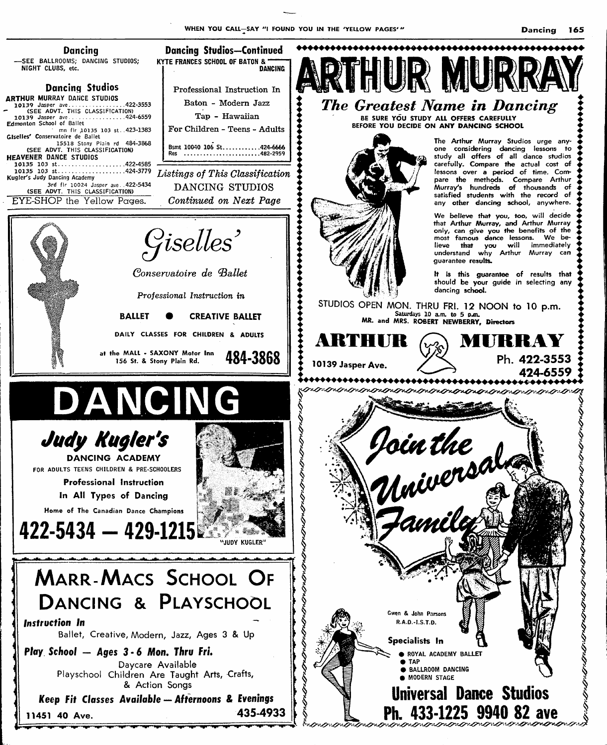## Dancing

—SEE BALLROOMS; DANCING STUDIOS; NIGHT CLUBS, etc.

## Dancing Studios

**ARTHUR MURRAY DANCE STUDIOS**
10139 Jasper ave.................422-3553
(SEE ADVT. THIS CLASSIFICATION)
10139 Jasper ave.................424-6559
Edmonton School of Ballet
mn flr 10135 103 st..423-1383
Giselles' Conservatoire de Ballet
15518 Stony Plain rd 484-3868
(SEE ADVT. THIS CLASSIFICATION)
**HEAVENER DANCE STUDIOS**
10135 103 st....................422-4585
10135 103 st....................424-3779
Kugler's Judy Dancing Academy
3rd flr 10024 Jasper ave..422-5434
(SEE ADVT. THIS CLASSIFICATION)

EYE-SHOP the Yellow Pages.

## Dancing Studios—Continued

**KYTE FRANCES SCHOOL OF BATON & DANCING**

Professional Instruction In
Baton - Modern Jazz
Tap - Hawaiian
For Children - Teens - Adults

Bsmt 10040 106 St...........424-6666
Res .......................482-2959

*Listings of This Classification*
DANCING STUDIOS
*Continued on Next Page*

---

# *Giselles'*

*Conservatoire de Ballet*

*Professional Instruction in*

**BALLET ● CREATIVE BALLET**

DAILY CLASSES FOR CHILDREN & ADULTS

at the MALL - SAXONY Motor Inn
156 St. & Stony Plain Rd.
**484-3868**

---

# DANCING

## *Judy Kugler's*

**DANCING ACADEMY**

FOR ADULTS TEENS CHILDREN & PRE-SCHOOLERS

**Professional Instruction**
**In All Types of Dancing**

**Home of The Canadian Dance Champions**

**422-5434 — 429-1215**

"JUDY KUGLER"

---

# MARR-MACS SCHOOL OF DANCING & PLAYSCHOOL

***Instruction In***
Ballet, Creative, Modern, Jazz, Ages 3 & Up

***Play School — Ages 3-6 Mon. Thru Fri.***
Daycare Available
Playschool Children Are Taught Arts, Crafts, & Action Songs

***Keep Fit Classes Available — Afternoons & Evenings***

**11451 40 Ave.** **435-4933**

---

# ARTHUR MURRAY

## *The Greatest Name in Dancing*

**BE SURE YOU STUDY ALL OFFERS CAREFULLY BEFORE YOU DECIDE ON ANY DANCING SCHOOL**

The Arthur Murray Studios urge anyone considering dancing lessons to study all offers of all dance studios carefully. Compare the actual cost of lessons over a period of time. Compare the methods. Compare Arthur Murray's hundreds of thousands of satisfied students with the record of any other dancing school, anywhere.

We believe that you, too, will decide that Arthur Murray, and Arthur Murray only, can give you the benefits of the most famous dance lessons. We believe that you will immediately understand why Arthur Murray can guarantee results.

It is this guarantee of results that should be your guide in selecting any dancing school.

STUDIOS OPEN MON. THRU FRI. 12 NOON to 10 p.m.
Saturdays 10 a.m. to 5 p.m.
**MR. and MRS. ROBERT NEWBERRY, Directors**

**ARTHUR MURRAY**

**10139 Jasper Ave.**
**Ph. 422-3553**
**424-6559**

---

# *Join the Universal Family*

Gwen & John Parsons
R.A.D.-I.S.T.D.

**Specialists In**

- ROYAL ACADEMY BALLET
- TAP
- BALLROOM DANCING
- MODERN STAGE

**Universal Dance Studios**
**Ph. 433-1225 9940 82 ave**